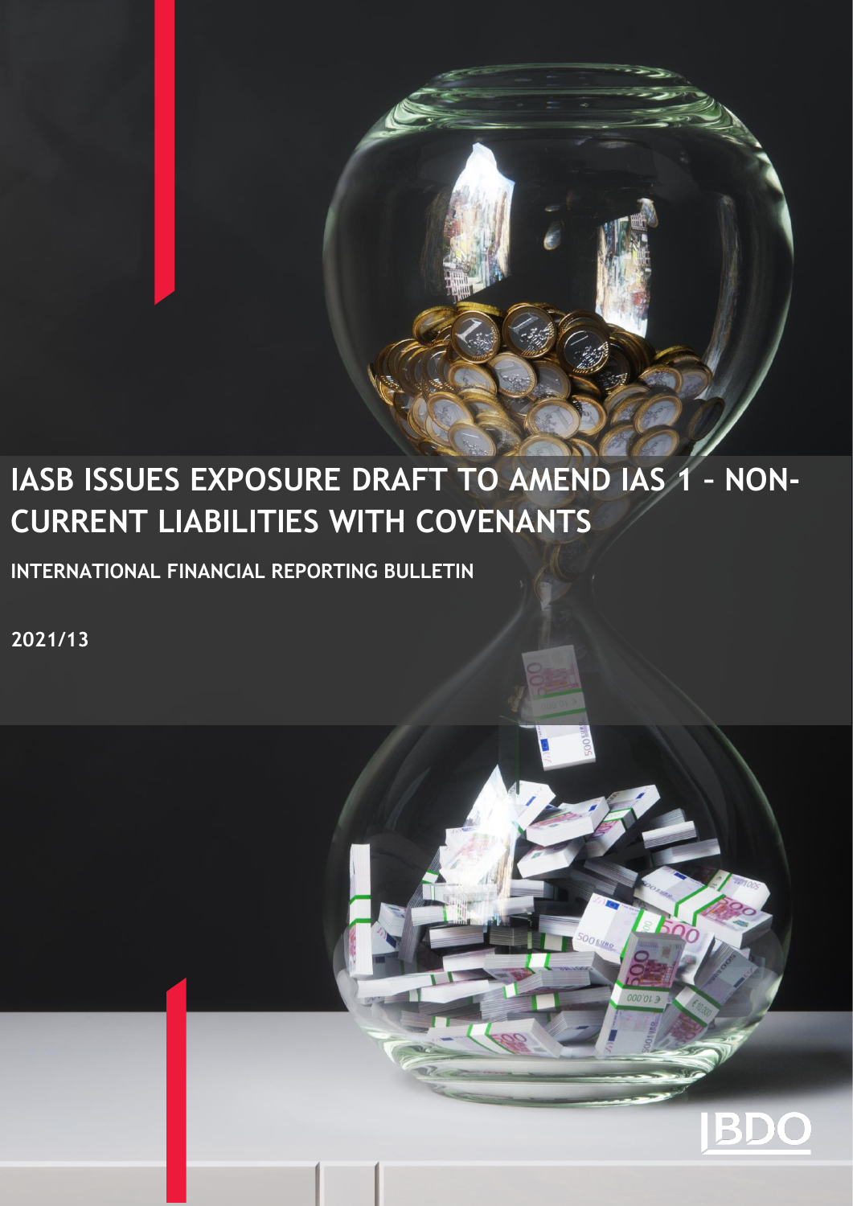# IASB ISSUES EXPOSURE DRAFT TO AMEND IAS 1 – NON-CURRENT LIABILITIES WITH COVENANTS

**INTERNATIONAL FINANCIAL REPORTING BULLETIN**

**2021/13**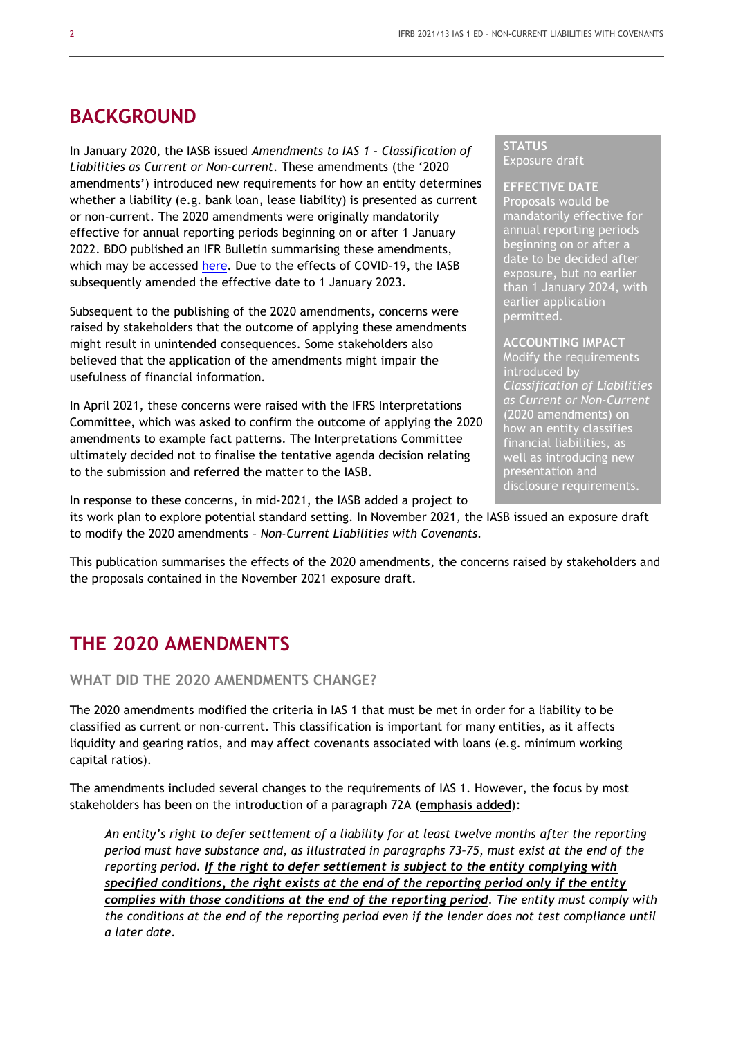## BACKGROUND

In January 2020, the IASB issued *Amendments to IAS 1 – Classification of Liabilities as Current or Non-current*. These amendments (the '2020 amendments') introduced new requirements for how an entity determines whether a liability (e.g. bank loan, lease liability) is presented as current or non-current. The 2020 amendments were originally mandatorily effective for annual reporting periods beginning on or after 1 January 2022. BDO published an IFR Bulletin summarising these amendments, which may be accessed [here](). Due to the effects of COVID-19, the IASB subsequently amended the effective date to 1 January 2023.

Subsequent to the publishing of the 2020 amendments, concerns were raised by stakeholders that the outcome of applying these amendments might result in unintended consequences. Some stakeholders also believed that the application of the amendments might impair the usefulness of financial information.

In April 2021, these concerns were raised with the IFRS Interpretations Committee, which was asked to confirm the outcome of applying the 2020 amendments to example fact patterns. The Interpretations Committee ultimately decided not to finalise the tentative agenda decision relating to the submission and referred the matter to the IASB.

In response to these concerns, in mid-2021, the IASB added a project to its work plan to explore potential standard setting. In November 2021, the IASB issued an exposure draft to modify the 2020 amendments – *Non-Current Liabilities with Covenants*.

This publication summarises the effects of the 2020 amendments, the concerns raised by stakeholders and the proposals contained in the November 2021 exposure draft.

**STATUS**
Exposure draft

**EFFECTIVE DATE**
Proposals would be mandatorily effective for annual reporting periods beginning on or after a date to be decided after exposure, but no earlier than 1 January 2024, with earlier application permitted.

**ACCOUNTING IMPACT**
Modify the requirements introduced by *Classification of Liabilities as Current or Non-Current* (2020 amendments) on how an entity classifies financial liabilities, as well as introducing new presentation and disclosure requirements.

## THE 2020 AMENDMENTS

### WHAT DID THE 2020 AMENDMENTS CHANGE?

The 2020 amendments modified the criteria in IAS 1 that must be met in order for a liability to be classified as current or non-current. This classification is important for many entities, as it affects liquidity and gearing ratios, and may affect covenants associated with loans (e.g. minimum working capital ratios).

The amendments included several changes to the requirements of IAS 1. However, the focus by most stakeholders has been on the introduction of a paragraph 72A (**emphasis added**):

> *An entity's right to defer settlement of a liability for at least twelve months after the reporting period must have substance and, as illustrated in paragraphs 73–75, must exist at the end of the reporting period.* ***If the right to defer settlement is subject to the entity complying with specified conditions, the right exists at the end of the reporting period only if the entity complies with those conditions at the end of the reporting period****. The entity must comply with the conditions at the end of the reporting period even if the lender does not test compliance until a later date.*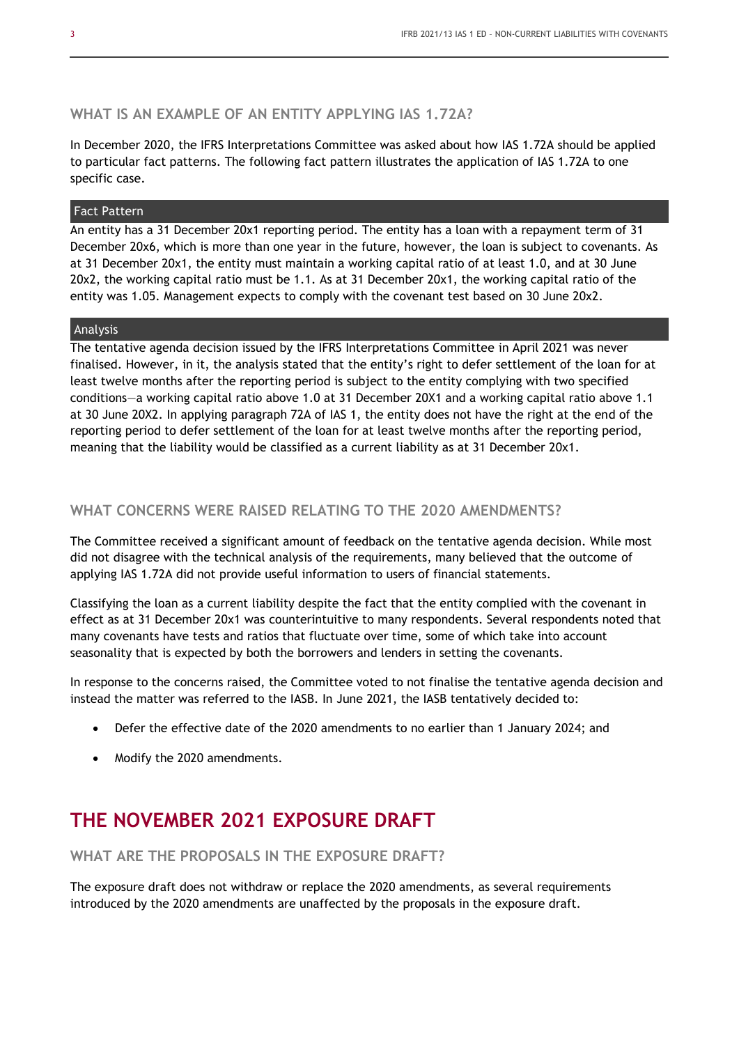### WHAT IS AN EXAMPLE OF AN ENTITY APPLYING IAS 1.72A?

In December 2020, the IFRS Interpretations Committee was asked about how IAS 1.72A should be applied to particular fact patterns. The following fact pattern illustrates the application of IAS 1.72A to one specific case.

**Fact Pattern**

An entity has a 31 December 20x1 reporting period. The entity has a loan with a repayment term of 31 December 20x6, which is more than one year in the future, however, the loan is subject to covenants. As at 31 December 20x1, the entity must maintain a working capital ratio of at least 1.0, and at 30 June 20x2, the working capital ratio must be 1.1. As at 31 December 20x1, the working capital ratio of the entity was 1.05. Management expects to comply with the covenant test based on 30 June 20x2.

**Analysis**

The tentative agenda decision issued by the IFRS Interpretations Committee in April 2021 was never finalised. However, in it, the analysis stated that the entity's right to defer settlement of the loan for at least twelve months after the reporting period is subject to the entity complying with two specified conditions—a working capital ratio above 1.0 at 31 December 20X1 and a working capital ratio above 1.1 at 30 June 20X2. In applying paragraph 72A of IAS 1, the entity does not have the right at the end of the reporting period to defer settlement of the loan for at least twelve months after the reporting period, meaning that the liability would be classified as a current liability as at 31 December 20x1.

### WHAT CONCERNS WERE RAISED RELATING TO THE 2020 AMENDMENTS?

The Committee received a significant amount of feedback on the tentative agenda decision. While most did not disagree with the technical analysis of the requirements, many believed that the outcome of applying IAS 1.72A did not provide useful information to users of financial statements.

Classifying the loan as a current liability despite the fact that the entity complied with the covenant in effect as at 31 December 20x1 was counterintuitive to many respondents. Several respondents noted that many covenants have tests and ratios that fluctuate over time, some of which take into account seasonality that is expected by both the borrowers and lenders in setting the covenants.

In response to the concerns raised, the Committee voted to not finalise the tentative agenda decision and instead the matter was referred to the IASB. In June 2021, the IASB tentatively decided to:

- Defer the effective date of the 2020 amendments to no earlier than 1 January 2024; and
- Modify the 2020 amendments.

## THE NOVEMBER 2021 EXPOSURE DRAFT

### WHAT ARE THE PROPOSALS IN THE EXPOSURE DRAFT?

The exposure draft does not withdraw or replace the 2020 amendments, as several requirements introduced by the 2020 amendments are unaffected by the proposals in the exposure draft.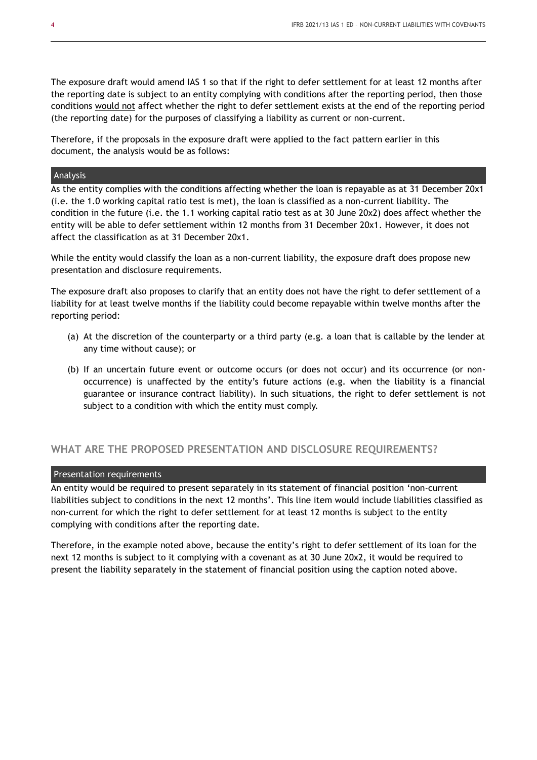The exposure draft would amend IAS 1 so that if the right to defer settlement for at least 12 months after the reporting date is subject to an entity complying with conditions after the reporting period, then those conditions would not affect whether the right to defer settlement exists at the end of the reporting period (the reporting date) for the purposes of classifying a liability as current or non-current.

Therefore, if the proposals in the exposure draft were applied to the fact pattern earlier in this document, the analysis would be as follows:

#### Analysis

As the entity complies with the conditions affecting whether the loan is repayable as at 31 December 20x1 (i.e. the 1.0 working capital ratio test is met), the loan is classified as a non-current liability. The condition in the future (i.e. the 1.1 working capital ratio test as at 30 June 20x2) does affect whether the entity will be able to defer settlement within 12 months from 31 December 20x1. However, it does not affect the classification as at 31 December 20x1.

While the entity would classify the loan as a non-current liability, the exposure draft does propose new presentation and disclosure requirements.

The exposure draft also proposes to clarify that an entity does not have the right to defer settlement of a liability for at least twelve months if the liability could become repayable within twelve months after the reporting period:

(a) At the discretion of the counterparty or a third party (e.g. a loan that is callable by the lender at any time without cause); or

(b) If an uncertain future event or outcome occurs (or does not occur) and its occurrence (or non-occurrence) is unaffected by the entity's future actions (e.g. when the liability is a financial guarantee or insurance contract liability). In such situations, the right to defer settlement is not subject to a condition with which the entity must comply.

## WHAT ARE THE PROPOSED PRESENTATION AND DISCLOSURE REQUIREMENTS?

#### Presentation requirements

An entity would be required to present separately in its statement of financial position 'non-current liabilities subject to conditions in the next 12 months'. This line item would include liabilities classified as non-current for which the right to defer settlement for at least 12 months is subject to the entity complying with conditions after the reporting date.

Therefore, in the example noted above, because the entity's right to defer settlement of its loan for the next 12 months is subject to it complying with a covenant as at 30 June 20x2, it would be required to present the liability separately in the statement of financial position using the caption noted above.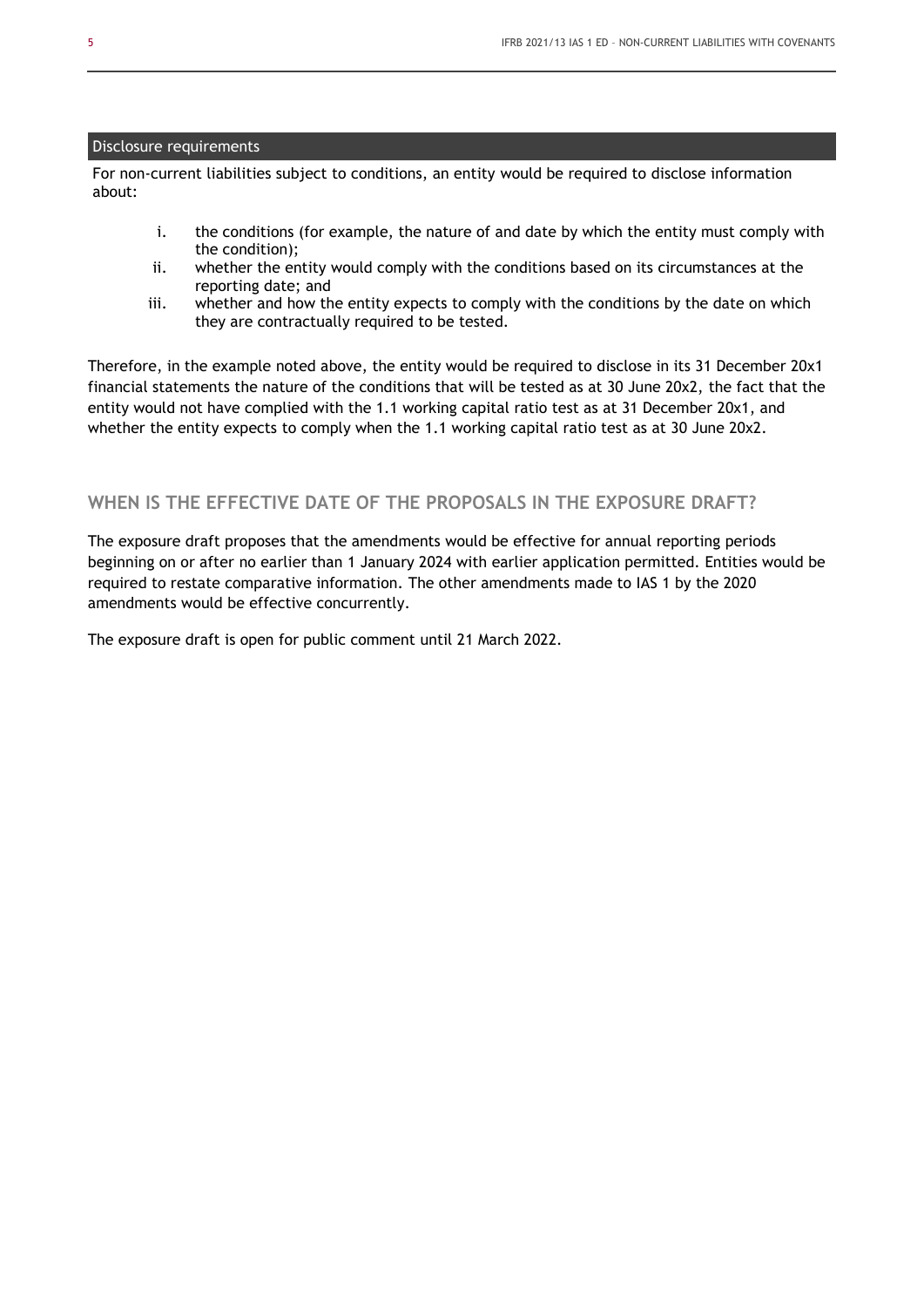### Disclosure requirements

For non-current liabilities subject to conditions, an entity would be required to disclose information about:

i. the conditions (for example, the nature of and date by which the entity must comply with the condition);
ii. whether the entity would comply with the conditions based on its circumstances at the reporting date; and
iii. whether and how the entity expects to comply with the conditions by the date on which they are contractually required to be tested.

Therefore, in the example noted above, the entity would be required to disclose in its 31 December 20x1 financial statements the nature of the conditions that will be tested as at 30 June 20x2, the fact that the entity would not have complied with the 1.1 working capital ratio test as at 31 December 20x1, and whether the entity expects to comply when the 1.1 working capital ratio test as at 30 June 20x2.

## WHEN IS THE EFFECTIVE DATE OF THE PROPOSALS IN THE EXPOSURE DRAFT?

The exposure draft proposes that the amendments would be effective for annual reporting periods beginning on or after no earlier than 1 January 2024 with earlier application permitted. Entities would be required to restate comparative information. The other amendments made to IAS 1 by the 2020 amendments would be effective concurrently.

The exposure draft is open for public comment until 21 March 2022.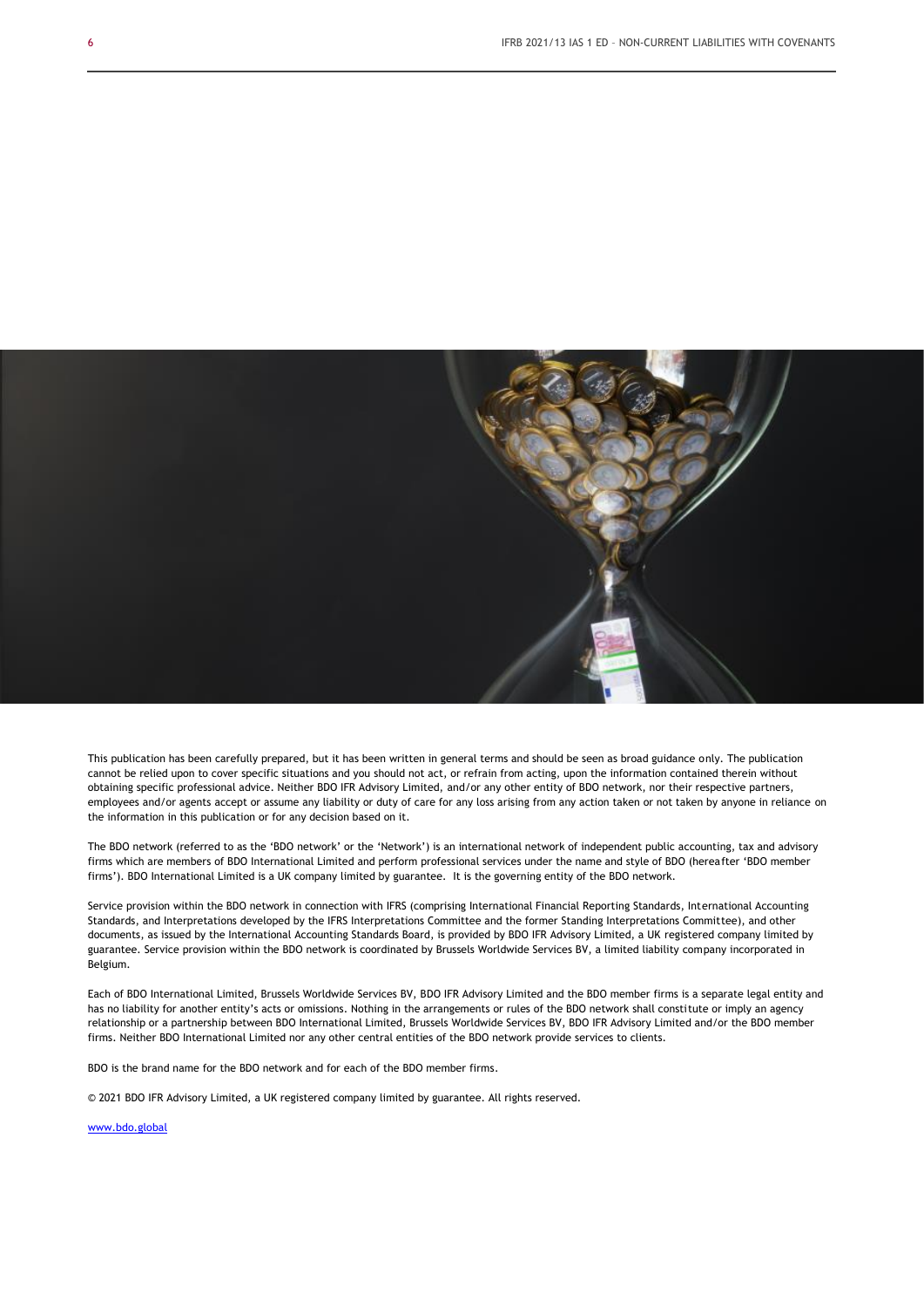This publication has been carefully prepared, but it has been written in general terms and should be seen as broad guidance only. The publication cannot be relied upon to cover specific situations and you should not act, or refrain from acting, upon the information contained therein without obtaining specific professional advice. Neither BDO IFR Advisory Limited, and/or any other entity of BDO network, nor their respective partners, employees and/or agents accept or assume any liability or duty of care for any loss arising from any action taken or not taken by anyone in reliance on the information in this publication or for any decision based on it.

The BDO network (referred to as the 'BDO network' or the 'Network') is an international network of independent public accounting, tax and advisory firms which are members of BDO International Limited and perform professional services under the name and style of BDO (hereafter 'BDO member firms'). BDO International Limited is a UK company limited by guarantee. It is the governing entity of the BDO network.

Service provision within the BDO network in connection with IFRS (comprising International Financial Reporting Standards, International Accounting Standards, and Interpretations developed by the IFRS Interpretations Committee and the former Standing Interpretations Committee), and other documents, as issued by the International Accounting Standards Board, is provided by BDO IFR Advisory Limited, a UK registered company limited by guarantee. Service provision within the BDO network is coordinated by Brussels Worldwide Services BV, a limited liability company incorporated in Belgium.

Each of BDO International Limited, Brussels Worldwide Services BV, BDO IFR Advisory Limited and the BDO member firms is a separate legal entity and has no liability for another entity's acts or omissions. Nothing in the arrangements or rules of the BDO network shall constitute or imply an agency relationship or a partnership between BDO International Limited, Brussels Worldwide Services BV, BDO IFR Advisory Limited and/or the BDO member firms. Neither BDO International Limited nor any other central entities of the BDO network provide services to clients.

BDO is the brand name for the BDO network and for each of the BDO member firms.

© 2021 BDO IFR Advisory Limited, a UK registered company limited by guarantee. All rights reserved.

www.bdo.global